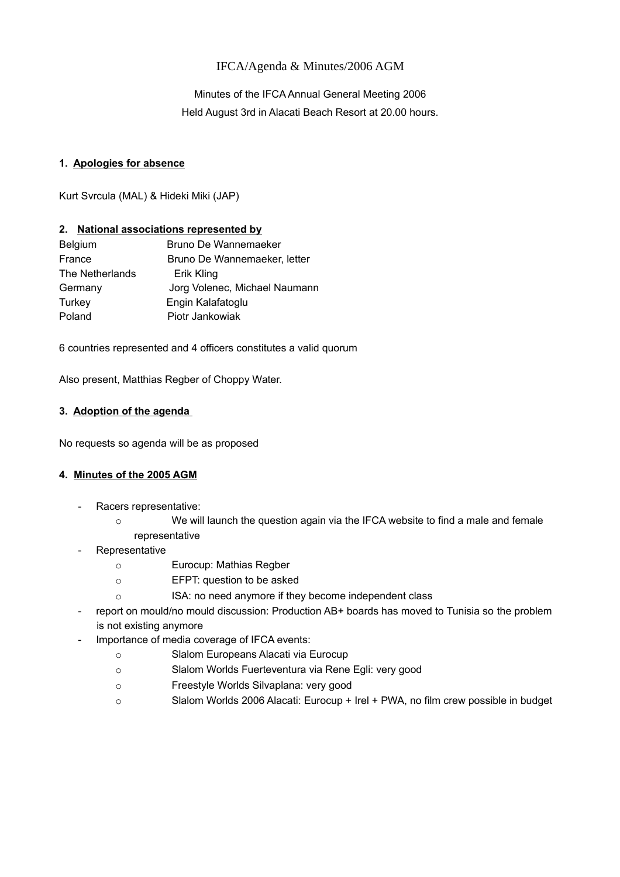IFCA/Agenda & Minutes/2006 AGM

Minutes of the IFCA Annual General Meeting 2006

Held August 3rd in Alacati Beach Resort at 20.00 hours.

**1. Apologies for absence**

Kurt Svrcula (MAL) & Hideki Miki (JAP)

**2. National associations represented by**

| | |
|---|---|
| Belgium | Bruno De Wannemaeker |
| France | Bruno De Wannemaeker, letter |
| The Netherlands | Erik Kling |
| Germany | Jorg Volenec, Michael Naumann |
| Turkey | Engin Kalafatoglu |
| Poland | Piotr Jankowiak |

6 countries represented and 4 officers constitutes a valid quorum

Also present, Matthias Regber of Choppy Water.

**3. Adoption of the agenda**

No requests so agenda will be as proposed

**4. Minutes of the 2005 AGM**

- Racers representative:
  - We will launch the question again via the IFCA website to find a male and female representative
- Representative
  - Eurocup: Mathias Regber
  - EFPT: question to be asked
  - ISA: no need anymore if they become independent class
- report on mould/no mould discussion: Production AB+ boards has moved to Tunisia so the problem is not existing anymore
- Importance of media coverage of IFCA events:
  - Slalom Europeans Alacati via Eurocup
  - Slalom Worlds Fuerteventura via Rene Egli: very good
  - Freestyle Worlds Silvaplana: very good
  - Slalom Worlds 2006 Alacati: Eurocup + Irel + PWA, no film crew possible in budget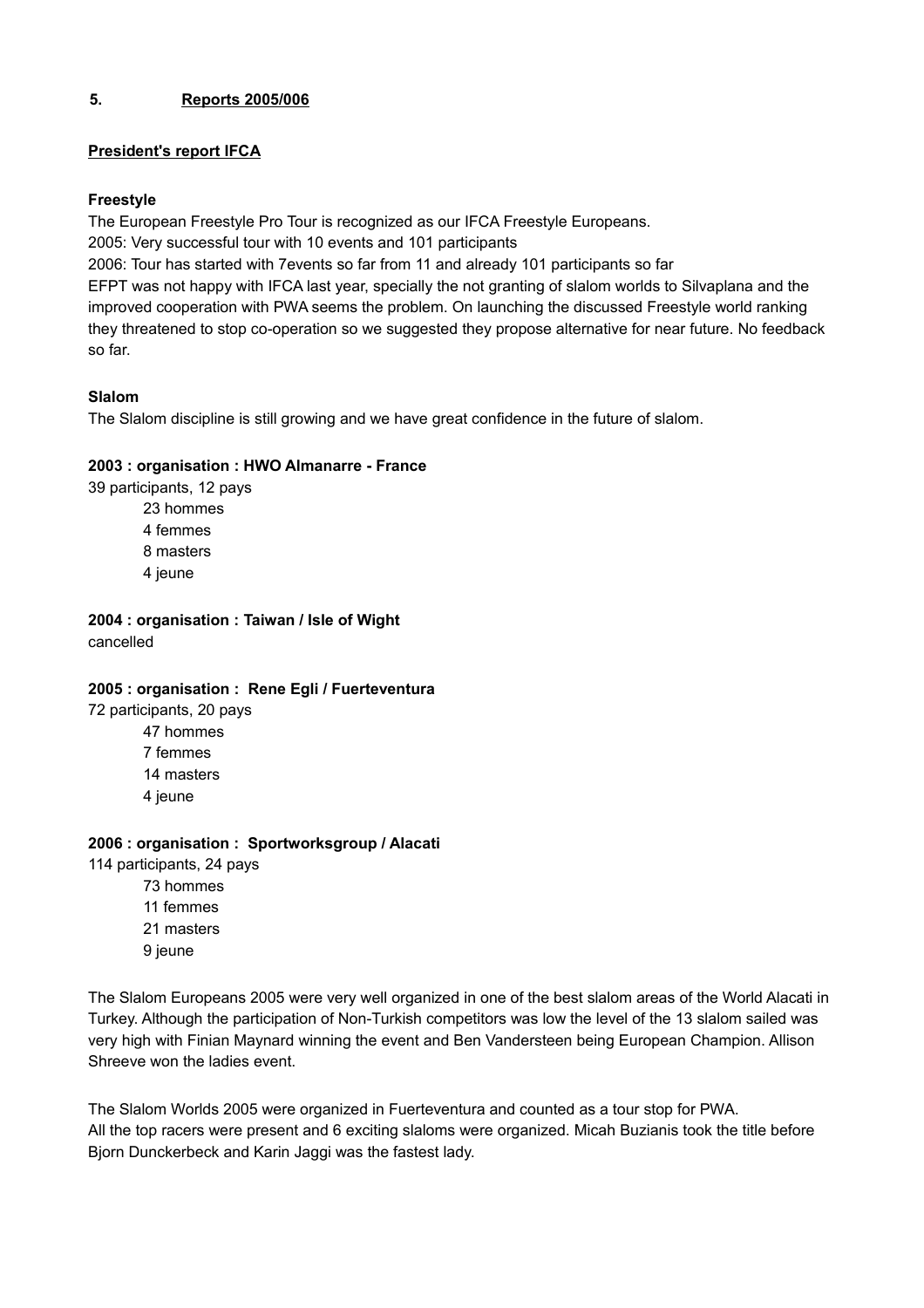## 5. Reports 2005/006

**President's report IFCA**

**Freestyle**

The European Freestyle Pro Tour is recognized as our IFCA Freestyle Europeans.
2005: Very successful tour with 10 events and 101 participants
2006: Tour has started with 7events so far from 11 and already 101 participants so far
EFPT was not happy with IFCA last year, specially the not granting of slalom worlds to Silvaplana and the improved cooperation with PWA seems the problem. On launching the discussed Freestyle world ranking they threatened to stop co-operation so we suggested they propose alternative for near future. No feedback so far.

**Slalom**

The Slalom discipline is still growing and we have great confidence in the future of slalom.

**2003 : organisation : HWO Almanarre - France**

39 participants, 12 pays

- 23 hommes
- 4 femmes
- 8 masters
- 4 jeune

**2004 : organisation : Taiwan / Isle of Wight**

cancelled

**2005 : organisation : Rene Egli / Fuerteventura**

72 participants, 20 pays

- 47 hommes
- 7 femmes
- 14 masters
- 4 jeune

**2006 : organisation : Sportworksgroup / Alacati**

114 participants, 24 pays

- 73 hommes
- 11 femmes
- 21 masters
- 9 jeune

The Slalom Europeans 2005 were very well organized in one of the best slalom areas of the World Alacati in Turkey. Although the participation of Non-Turkish competitors was low the level of the 13 slalom sailed was very high with Finian Maynard winning the event and Ben Vandersteen being European Champion. Allison Shreeve won the ladies event.

The Slalom Worlds 2005 were organized in Fuerteventura and counted as a tour stop for PWA.
All the top racers were present and 6 exciting slaloms were organized. Micah Buzianis took the title before Bjorn Dunckerbeck and Karin Jaggi was the fastest lady.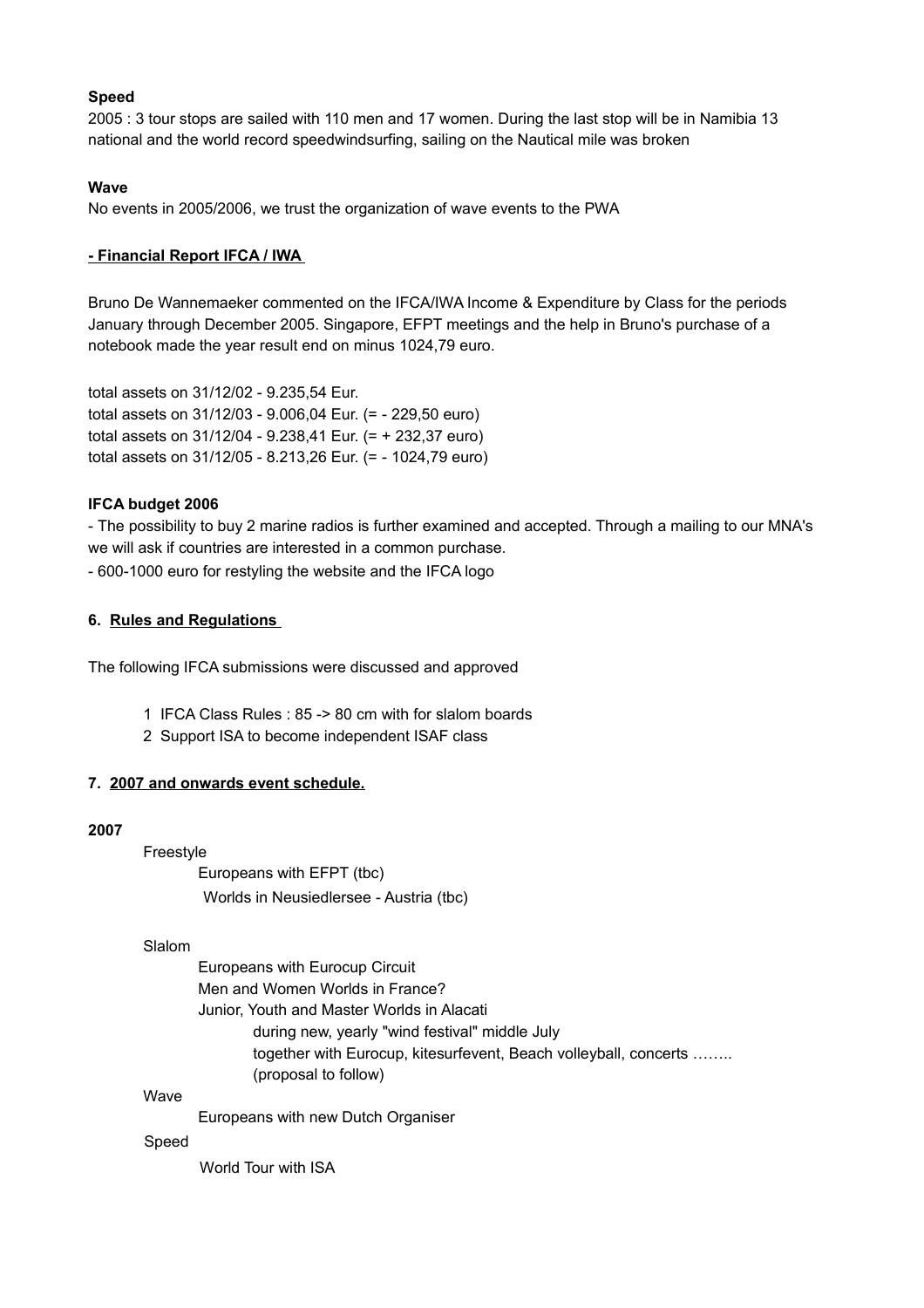**Speed**

2005 : 3 tour stops are sailed with 110 men and 17 women. During the last stop will be in Namibia 13 national and the world record speedwindsurfing, sailing on the Nautical mile was broken

**Wave**

No events in 2005/2006, we trust the organization of wave events to the PWA

**- Financial Report IFCA / IWA**

Bruno De Wannemaeker commented on the IFCA/IWA Income & Expenditure by Class for the periods January through December 2005. Singapore, EFPT meetings and the help in Bruno's purchase of a notebook made the year result end on minus 1024,79 euro.

total assets on 31/12/02 - 9.235,54 Eur.
total assets on 31/12/03 - 9.006,04 Eur. (= - 229,50 euro)
total assets on 31/12/04 - 9.238,41 Eur. (= + 232,37 euro)
total assets on 31/12/05 - 8.213,26 Eur. (= - 1024,79 euro)

**IFCA budget 2006**

- The possibility to buy 2 marine radios is further examined and accepted. Through a mailing to our MNA's we will ask if countries are interested in a common purchase.
- 600-1000 euro for restyling the website and the IFCA logo

**6. Rules and Regulations**

The following IFCA submissions were discussed and approved

1. IFCA Class Rules : 85 -> 80 cm with for slalom boards
2. Support ISA to become independent ISAF class

**7. 2007 and onwards event schedule.**

**2007**

Freestyle
- Europeans with EFPT (tbc)
- Worlds in Neusiedlersee - Austria (tbc)

Slalom
- Europeans with Eurocup Circuit
- Men and Women Worlds in France?
- Junior, Youth and Master Worlds in Alacati
  - during new, yearly "wind festival" middle July
  - together with Eurocup, kitesurfevent, Beach volleyball, concerts ……..
  - (proposal to follow)

Wave
- Europeans with new Dutch Organiser

Speed
- World Tour with ISA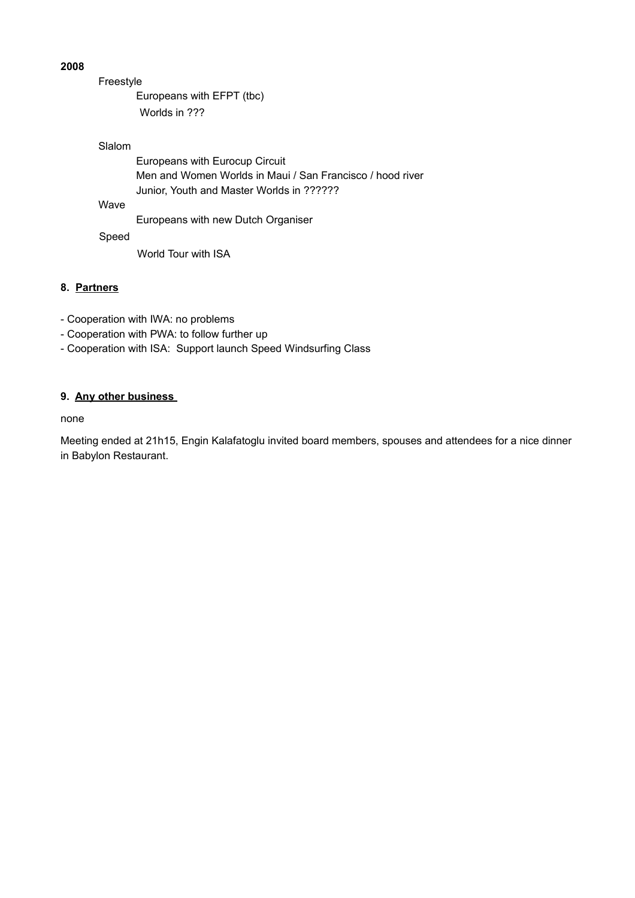**2008**

Freestyle

Europeans with EFPT (tbc)

Worlds in ???

Slalom

Europeans with Eurocup Circuit

Men and Women Worlds in Maui / San Francisco / hood river

Junior, Youth and Master Worlds in ??????

Wave

Europeans with new Dutch Organiser

Speed

World Tour with ISA

**8. Partners**

- Cooperation with IWA: no problems
- Cooperation with PWA: to follow further up
- Cooperation with ISA: Support launch Speed Windsurfing Class

**9. Any other business**

none

Meeting ended at 21h15, Engin Kalafatoglu invited board members, spouses and attendees for a nice dinner in Babylon Restaurant.